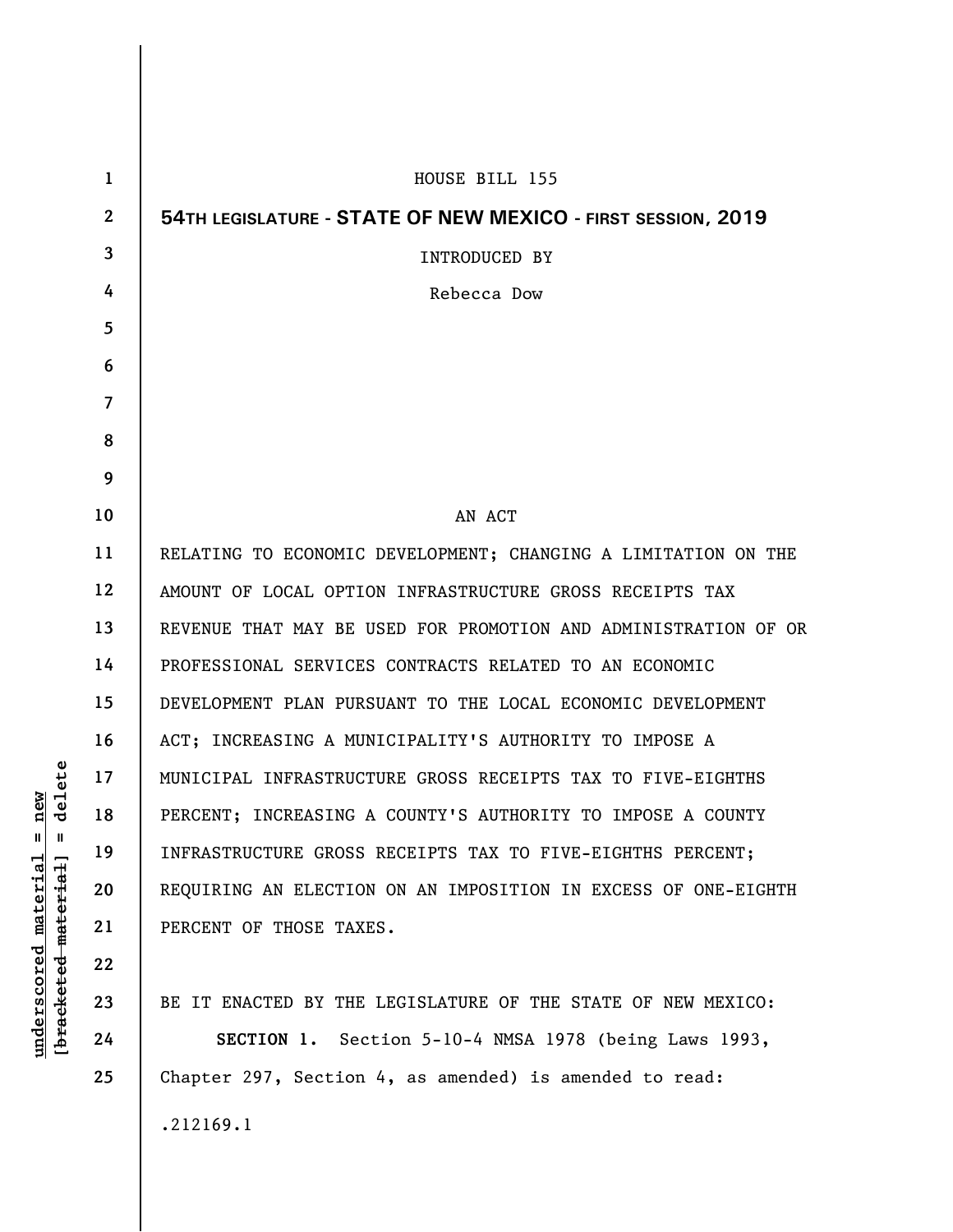HOUSE BILL 155

**54TH LEGISLATURE - STATE OF NEW MEXICO - FIRST SESSION, 2019**

INTRODUCED BY

Rebecca Dow

AN ACT

RELATING TO ECONOMIC DEVELOPMENT; CHANGING A LIMITATION ON THE AMOUNT OF LOCAL OPTION INFRASTRUCTURE GROSS RECEIPTS TAX REVENUE THAT MAY BE USED FOR PROMOTION AND ADMINISTRATION OF OR PROFESSIONAL SERVICES CONTRACTS RELATED TO AN ECONOMIC DEVELOPMENT PLAN PURSUANT TO THE LOCAL ECONOMIC DEVELOPMENT ACT; INCREASING A MUNICIPALITY'S AUTHORITY TO IMPOSE A MUNICIPAL INFRASTRUCTURE GROSS RECEIPTS TAX TO FIVE-EIGHTHS PERCENT; INCREASING A COUNTY'S AUTHORITY TO IMPOSE A COUNTY INFRASTRUCTURE GROSS RECEIPTS TAX TO FIVE-EIGHTHS PERCENT; REQUIRING AN ELECTION ON AN IMPOSITION IN EXCESS OF ONE-EIGHTH PERCENT OF THOSE TAXES.

BE IT ENACTED BY THE LEGISLATURE OF THE STATE OF NEW MEXICO:

**SECTION 1.** Section 5-10-4 NMSA 1978 (being Laws 1993, Chapter 297, Section 4, as amended) is amended to read:

.212169.1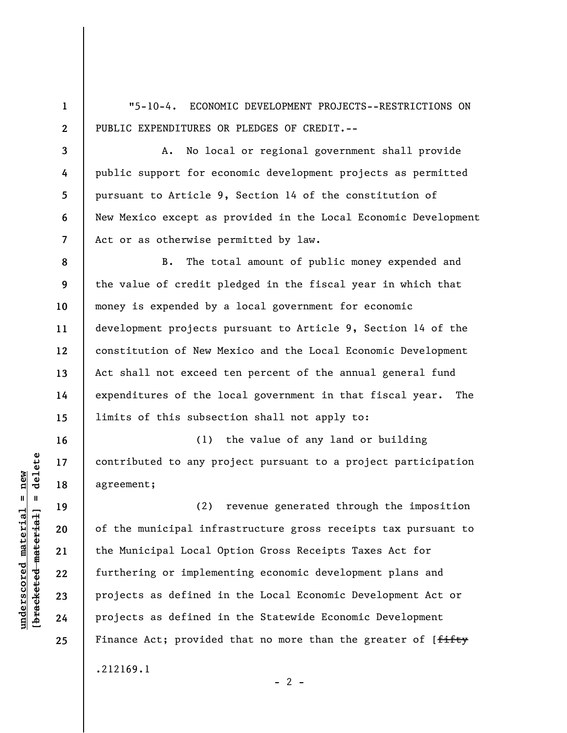"5-10-4. ECONOMIC DEVELOPMENT PROJECTS--RESTRICTIONS ON PUBLIC EXPENDITURES OR PLEDGES OF CREDIT.--

A. No local or regional government shall provide public support for economic development projects as permitted pursuant to Article 9, Section 14 of the constitution of New Mexico except as provided in the Local Economic Development Act or as otherwise permitted by law.

B. The total amount of public money expended and the value of credit pledged in the fiscal year in which that money is expended by a local government for economic development projects pursuant to Article 9, Section 14 of the constitution of New Mexico and the Local Economic Development Act shall not exceed ten percent of the annual general fund expenditures of the local government in that fiscal year. The limits of this subsection shall not apply to:

(1) the value of any land or building contributed to any project pursuant to a project participation agreement;

(2) revenue generated through the imposition of the municipal infrastructure gross receipts tax pursuant to the Municipal Local Option Gross Receipts Taxes Act for furthering or implementing economic development plans and projects as defined in the Local Economic Development Act or projects as defined in the Statewide Economic Development Finance Act; provided that no more than the greater of [~~fifty~~

.212169.1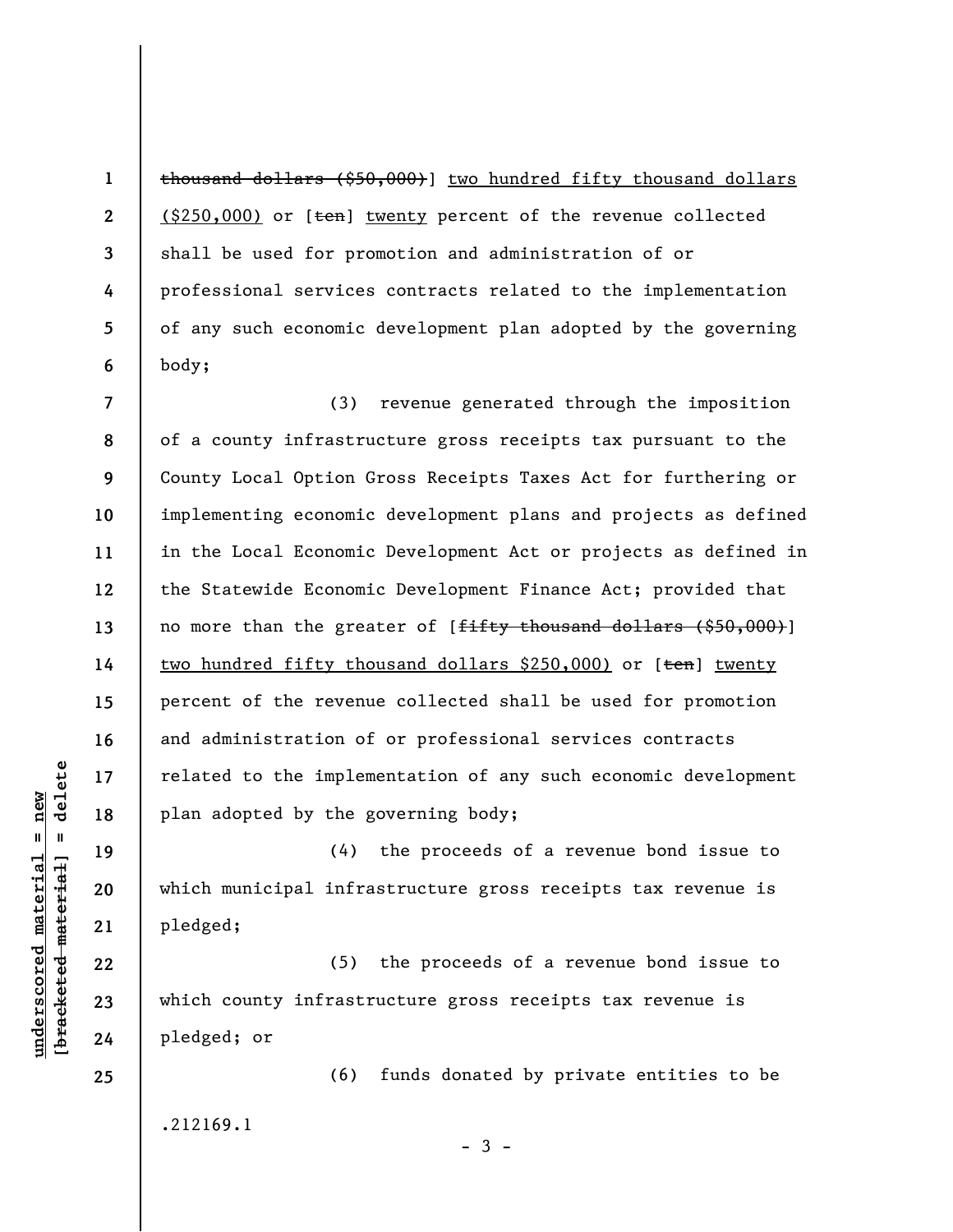~~thousand dollars ($50,000)~~] <u>two hundred fifty thousand dollars ($250,000)</u> or [~~ten~~] <u>twenty</u> percent of the revenue collected shall be used for promotion and administration of or professional services contracts related to the implementation of any such economic development plan adopted by the governing body;

(3) revenue generated through the imposition of a county infrastructure gross receipts tax pursuant to the County Local Option Gross Receipts Taxes Act for furthering or implementing economic development plans and projects as defined in the Local Economic Development Act or projects as defined in the Statewide Economic Development Finance Act; provided that no more than the greater of [~~fifty thousand dollars ($50,000)~~] <u>two hundred fifty thousand dollars $250,000)</u> or [~~ten~~] <u>twenty</u> percent of the revenue collected shall be used for promotion and administration of or professional services contracts related to the implementation of any such economic development plan adopted by the governing body;

(4) the proceeds of a revenue bond issue to which municipal infrastructure gross receipts tax revenue is pledged;

(5) the proceeds of a revenue bond issue to which county infrastructure gross receipts tax revenue is pledged; or

(6) funds donated by private entities to be

.212169.1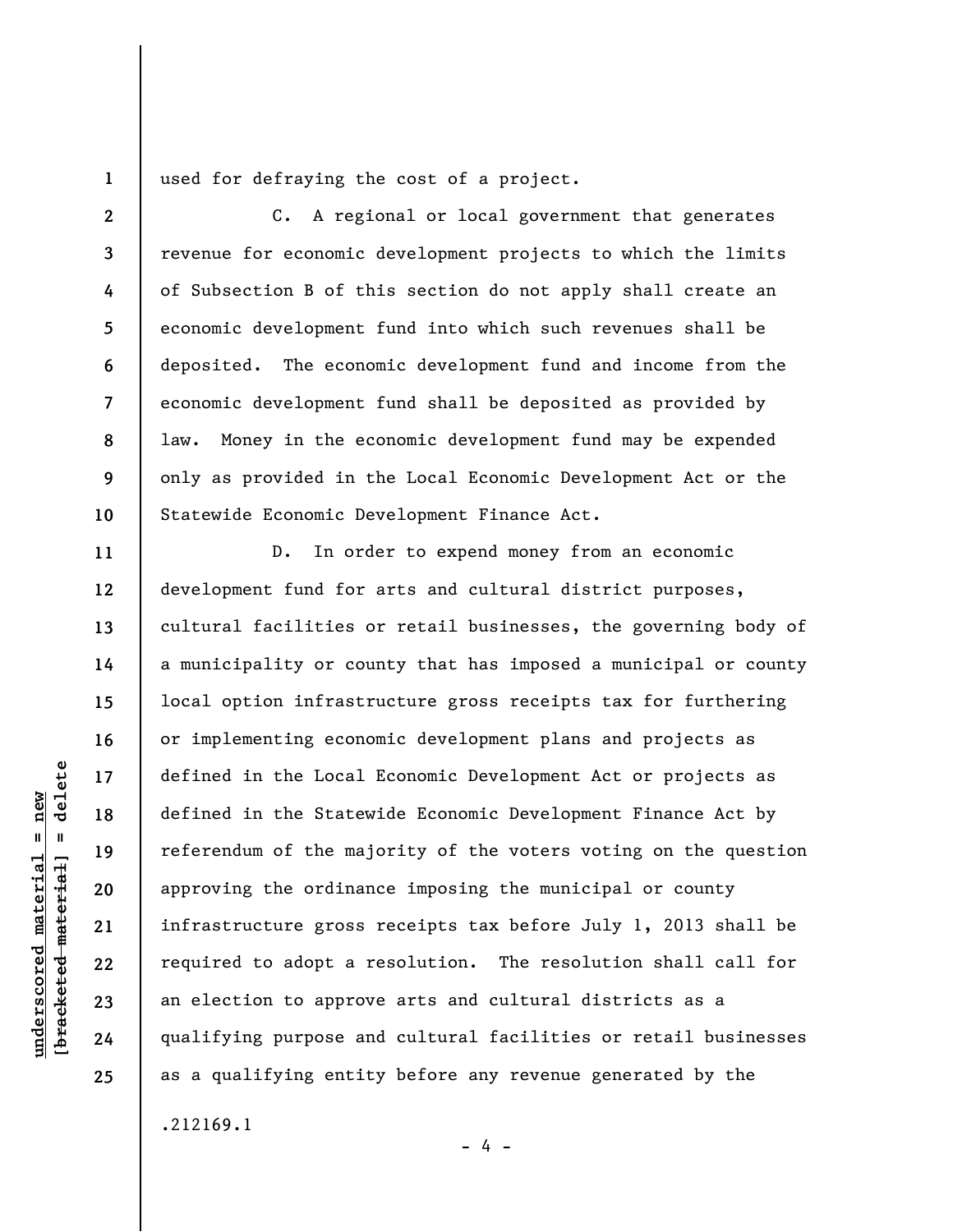used for defraying the cost of a project.

C. A regional or local government that generates revenue for economic development projects to which the limits of Subsection B of this section do not apply shall create an economic development fund into which such revenues shall be deposited. The economic development fund and income from the economic development fund shall be deposited as provided by law. Money in the economic development fund may be expended only as provided in the Local Economic Development Act or the Statewide Economic Development Finance Act.

D. In order to expend money from an economic development fund for arts and cultural district purposes, cultural facilities or retail businesses, the governing body of a municipality or county that has imposed a municipal or county local option infrastructure gross receipts tax for furthering or implementing economic development plans and projects as defined in the Local Economic Development Act or projects as defined in the Statewide Economic Development Finance Act by referendum of the majority of the voters voting on the question approving the ordinance imposing the municipal or county infrastructure gross receipts tax before July 1, 2013 shall be required to adopt a resolution. The resolution shall call for an election to approve arts and cultural districts as a qualifying purpose and cultural facilities or retail businesses as a qualifying entity before any revenue generated by the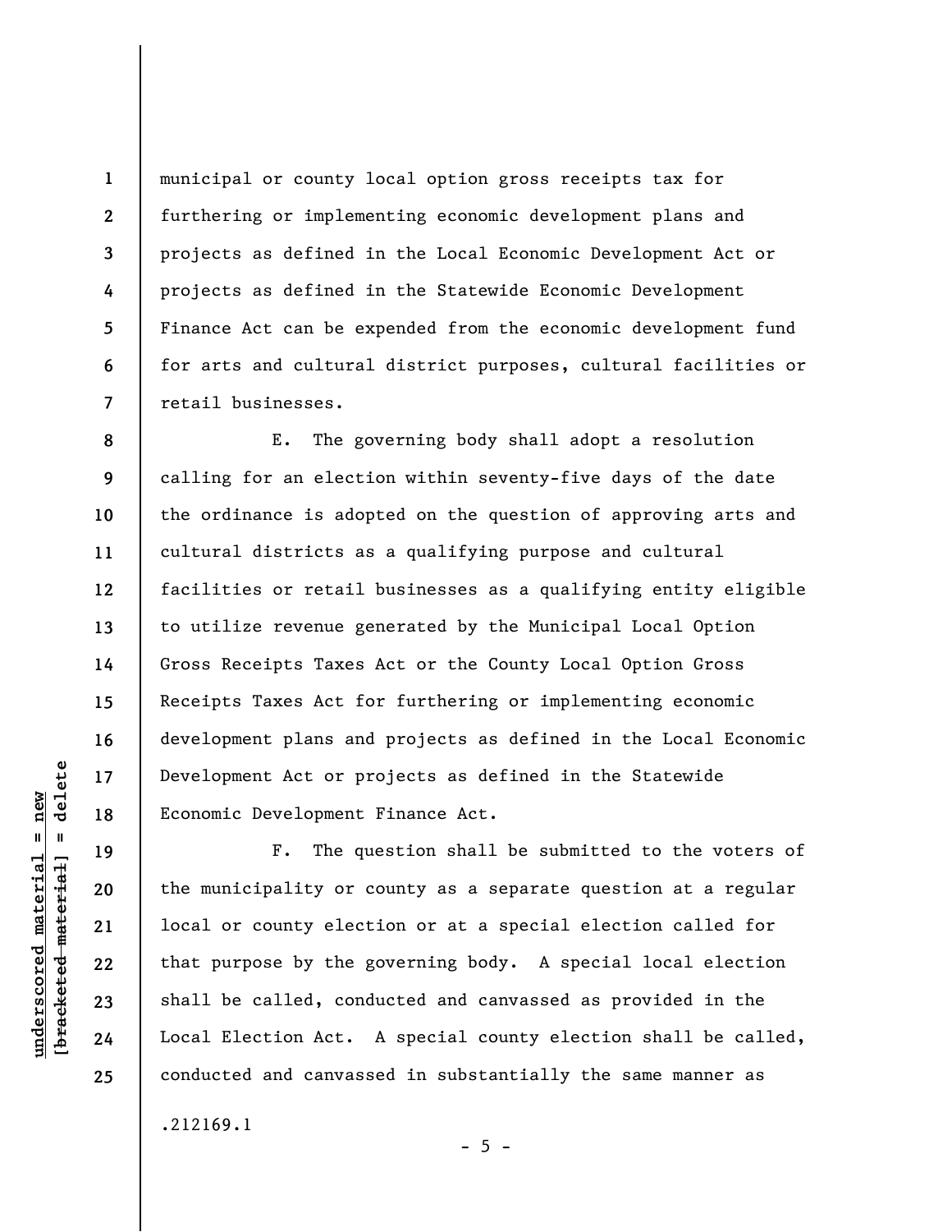municipal or county local option gross receipts tax for furthering or implementing economic development plans and projects as defined in the Local Economic Development Act or projects as defined in the Statewide Economic Development Finance Act can be expended from the economic development fund for arts and cultural district purposes, cultural facilities or retail businesses.

E. The governing body shall adopt a resolution calling for an election within seventy-five days of the date the ordinance is adopted on the question of approving arts and cultural districts as a qualifying purpose and cultural facilities or retail businesses as a qualifying entity eligible to utilize revenue generated by the Municipal Local Option Gross Receipts Taxes Act or the County Local Option Gross Receipts Taxes Act for furthering or implementing economic development plans and projects as defined in the Local Economic Development Act or projects as defined in the Statewide Economic Development Finance Act.

F. The question shall be submitted to the voters of the municipality or county as a separate question at a regular local or county election or at a special election called for that purpose by the governing body. A special local election shall be called, conducted and canvassed as provided in the Local Election Act. A special county election shall be called, conducted and canvassed in substantially the same manner as

.212169.1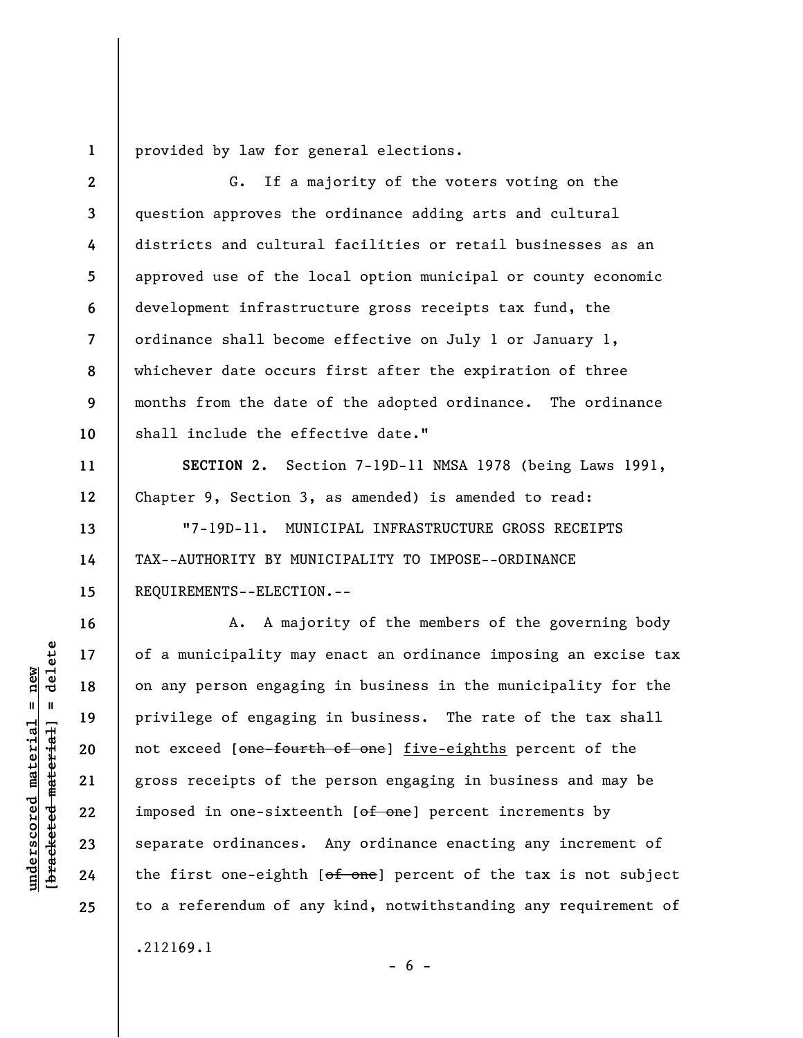provided by law for general elections.

G. If a majority of the voters voting on the question approves the ordinance adding arts and cultural districts and cultural facilities or retail businesses as an approved use of the local option municipal or county economic development infrastructure gross receipts tax fund, the ordinance shall become effective on July 1 or January 1, whichever date occurs first after the expiration of three months from the date of the adopted ordinance. The ordinance shall include the effective date."

**SECTION 2.** Section 7-19D-11 NMSA 1978 (being Laws 1991, Chapter 9, Section 3, as amended) is amended to read:

"7-19D-11. MUNICIPAL INFRASTRUCTURE GROSS RECEIPTS TAX--AUTHORITY BY MUNICIPALITY TO IMPOSE--ORDINANCE REQUIREMENTS--ELECTION.--

A. A majority of the members of the governing body of a municipality may enact an ordinance imposing an excise tax on any person engaging in business in the municipality for the privilege of engaging in business. The rate of the tax shall not exceed [~~one-fourth of one~~] <u>five-eighths</u> percent of the gross receipts of the person engaging in business and may be imposed in one-sixteenth [~~of one~~] percent increments by separate ordinances. Any ordinance enacting any increment of the first one-eighth [~~of one~~] percent of the tax is not subject to a referendum of any kind, notwithstanding any requirement of

.212169.1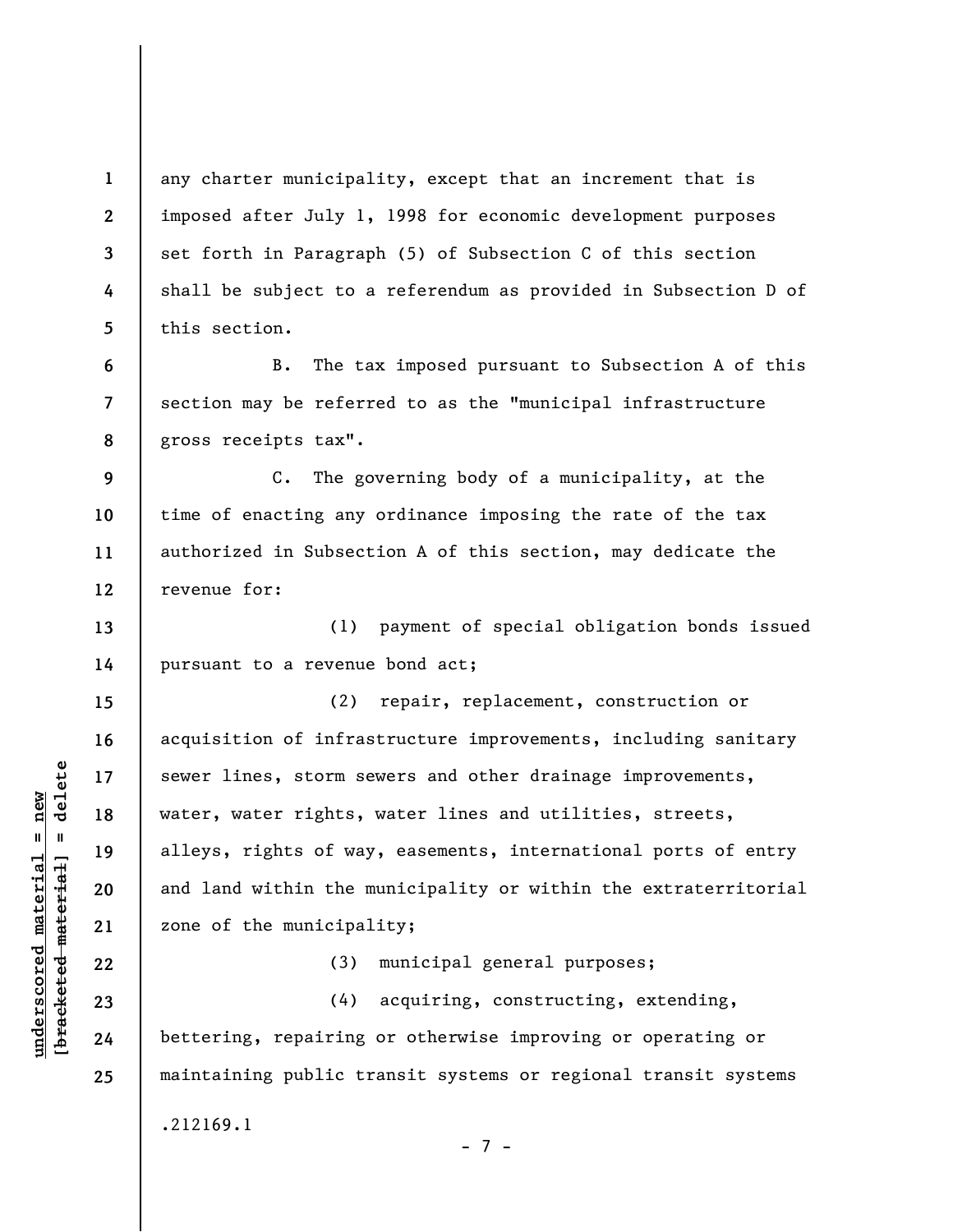any charter municipality, except that an increment that is imposed after July 1, 1998 for economic development purposes set forth in Paragraph (5) of Subsection C of this section shall be subject to a referendum as provided in Subsection D of this section.

B. The tax imposed pursuant to Subsection A of this section may be referred to as the "municipal infrastructure gross receipts tax".

C. The governing body of a municipality, at the time of enacting any ordinance imposing the rate of the tax authorized in Subsection A of this section, may dedicate the revenue for:

(1) payment of special obligation bonds issued pursuant to a revenue bond act;

(2) repair, replacement, construction or acquisition of infrastructure improvements, including sanitary sewer lines, storm sewers and other drainage improvements, water, water rights, water lines and utilities, streets, alleys, rights of way, easements, international ports of entry and land within the municipality or within the extraterritorial zone of the municipality;

(3) municipal general purposes;

(4) acquiring, constructing, extending, bettering, repairing or otherwise improving or operating or maintaining public transit systems or regional transit systems

.212169.1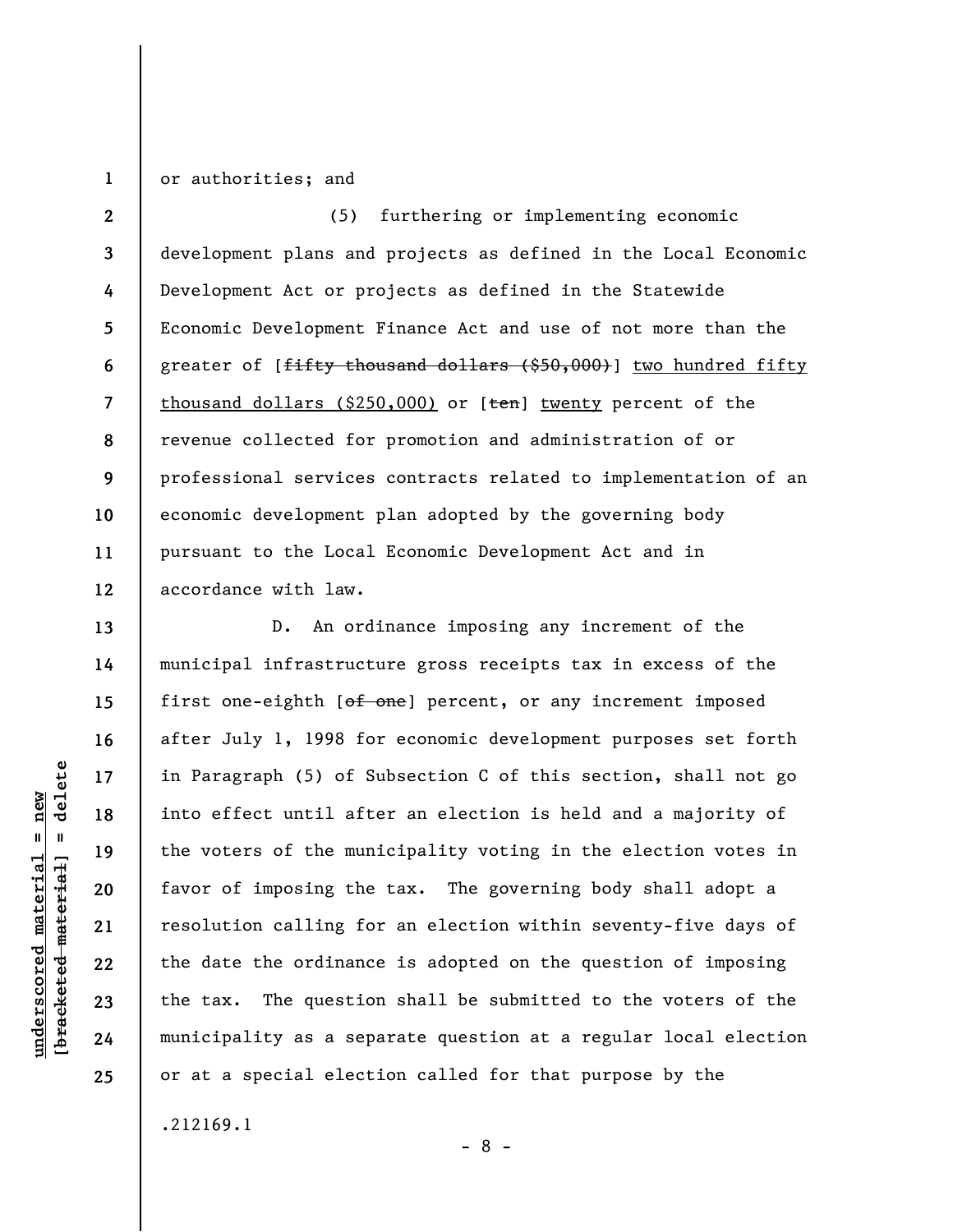or authorities; and

(5) furthering or implementing economic development plans and projects as defined in the Local Economic Development Act or projects as defined in the Statewide Economic Development Finance Act and use of not more than the greater of [~~fifty thousand dollars ($50,000)~~] <u>two hundred fifty thousand dollars ($250,000)</u> or [~~ten~~] <u>twenty</u> percent of the revenue collected for promotion and administration of or professional services contracts related to implementation of an economic development plan adopted by the governing body pursuant to the Local Economic Development Act and in accordance with law.

D. An ordinance imposing any increment of the municipal infrastructure gross receipts tax in excess of the first one-eighth [~~of one~~] percent, or any increment imposed after July 1, 1998 for economic development purposes set forth in Paragraph (5) of Subsection C of this section, shall not go into effect until after an election is held and a majority of the voters of the municipality voting in the election votes in favor of imposing the tax. The governing body shall adopt a resolution calling for an election within seventy-five days of the date the ordinance is adopted on the question of imposing the tax. The question shall be submitted to the voters of the municipality as a separate question at a regular local election or at a special election called for that purpose by the

.212169.1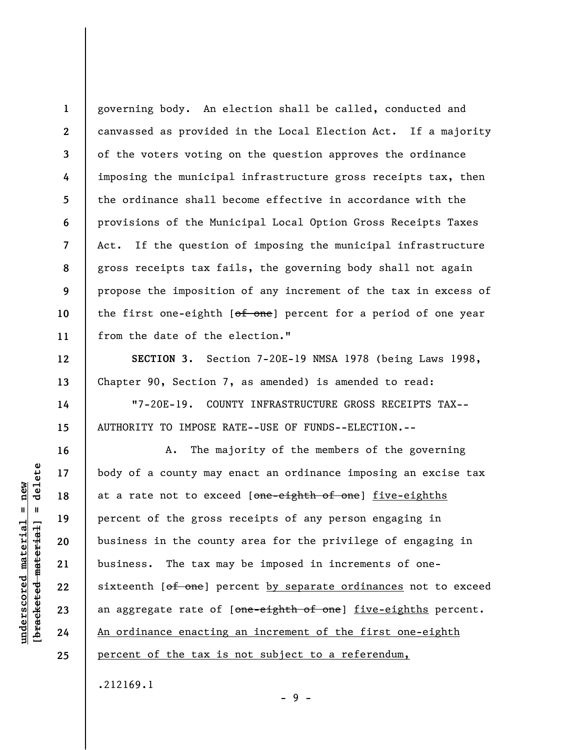governing body. An election shall be called, conducted and canvassed as provided in the Local Election Act. If a majority of the voters voting on the question approves the ordinance imposing the municipal infrastructure gross receipts tax, then the ordinance shall become effective in accordance with the provisions of the Municipal Local Option Gross Receipts Taxes Act. If the question of imposing the municipal infrastructure gross receipts tax fails, the governing body shall not again propose the imposition of any increment of the tax in excess of the first one-eighth [~~of one~~] percent for a period of one year from the date of the election."

**SECTION 3.** Section 7-20E-19 NMSA 1978 (being Laws 1998, Chapter 90, Section 7, as amended) is amended to read:

"7-20E-19. COUNTY INFRASTRUCTURE GROSS RECEIPTS TAX--AUTHORITY TO IMPOSE RATE--USE OF FUNDS--ELECTION.--

A. The majority of the members of the governing body of a county may enact an ordinance imposing an excise tax at a rate not to exceed [~~one-eighth of one~~] <u>five-eighths</u> percent of the gross receipts of any person engaging in business in the county area for the privilege of engaging in business. The tax may be imposed in increments of one-sixteenth [~~of one~~] percent <u>by separate ordinances</u> not to exceed an aggregate rate of [~~one-eighth of one~~] <u>five-eighths</u> percent. <u>An ordinance enacting an increment of the first one-eighth percent of the tax is not subject to a referendum,</u>

.212169.1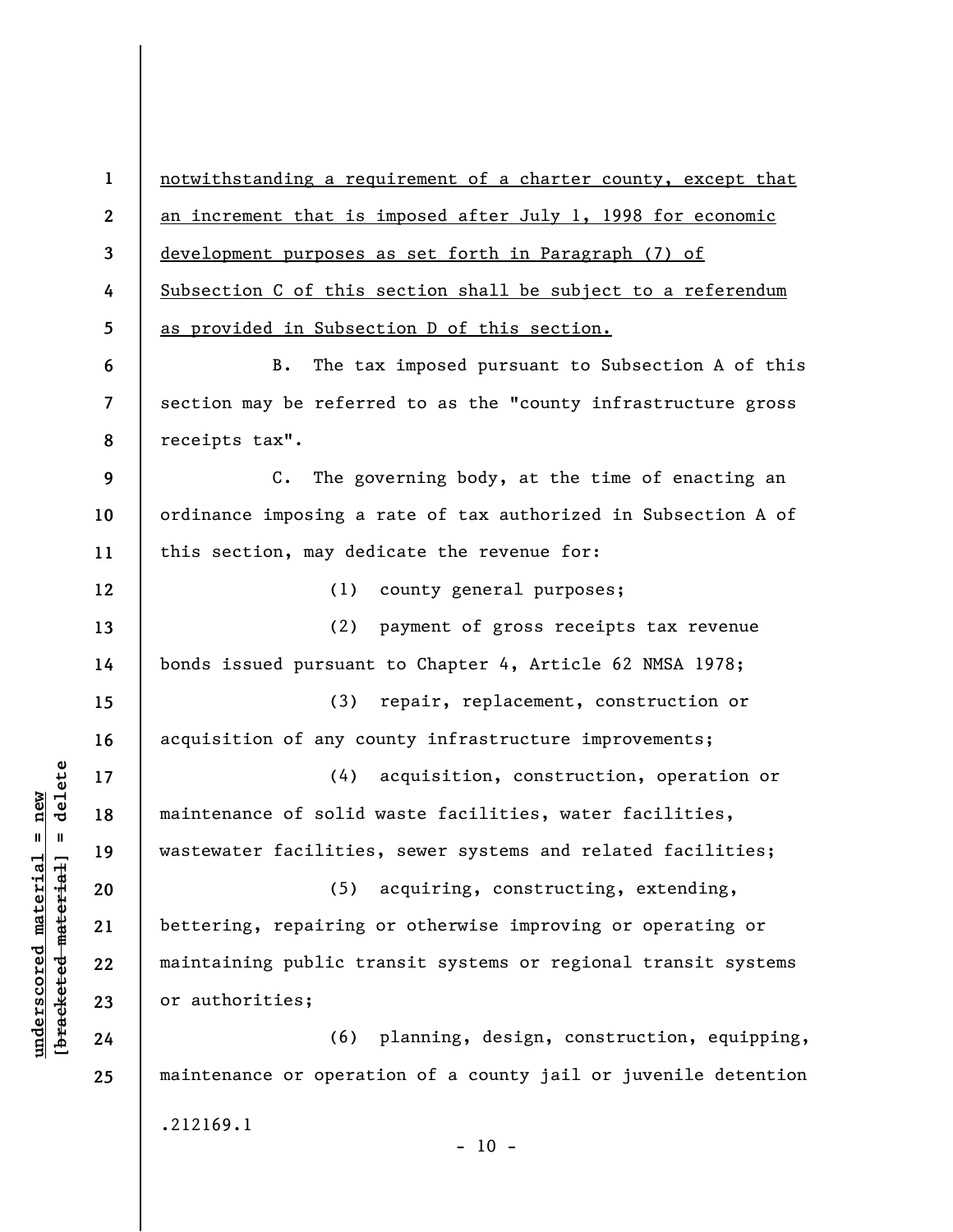<u>notwithstanding a requirement of a charter county, except that an increment that is imposed after July 1, 1998 for economic development purposes as set forth in Paragraph (7) of Subsection C of this section shall be subject to a referendum as provided in Subsection D of this section.</u>

B. The tax imposed pursuant to Subsection A of this section may be referred to as the "county infrastructure gross receipts tax".

C. The governing body, at the time of enacting an ordinance imposing a rate of tax authorized in Subsection A of this section, may dedicate the revenue for:

(1) county general purposes;

(2) payment of gross receipts tax revenue bonds issued pursuant to Chapter 4, Article 62 NMSA 1978;

(3) repair, replacement, construction or acquisition of any county infrastructure improvements;

(4) acquisition, construction, operation or maintenance of solid waste facilities, water facilities, wastewater facilities, sewer systems and related facilities;

(5) acquiring, constructing, extending, bettering, repairing or otherwise improving or operating or maintaining public transit systems or regional transit systems or authorities;

(6) planning, design, construction, equipping, maintenance or operation of a county jail or juvenile detention

.212169.1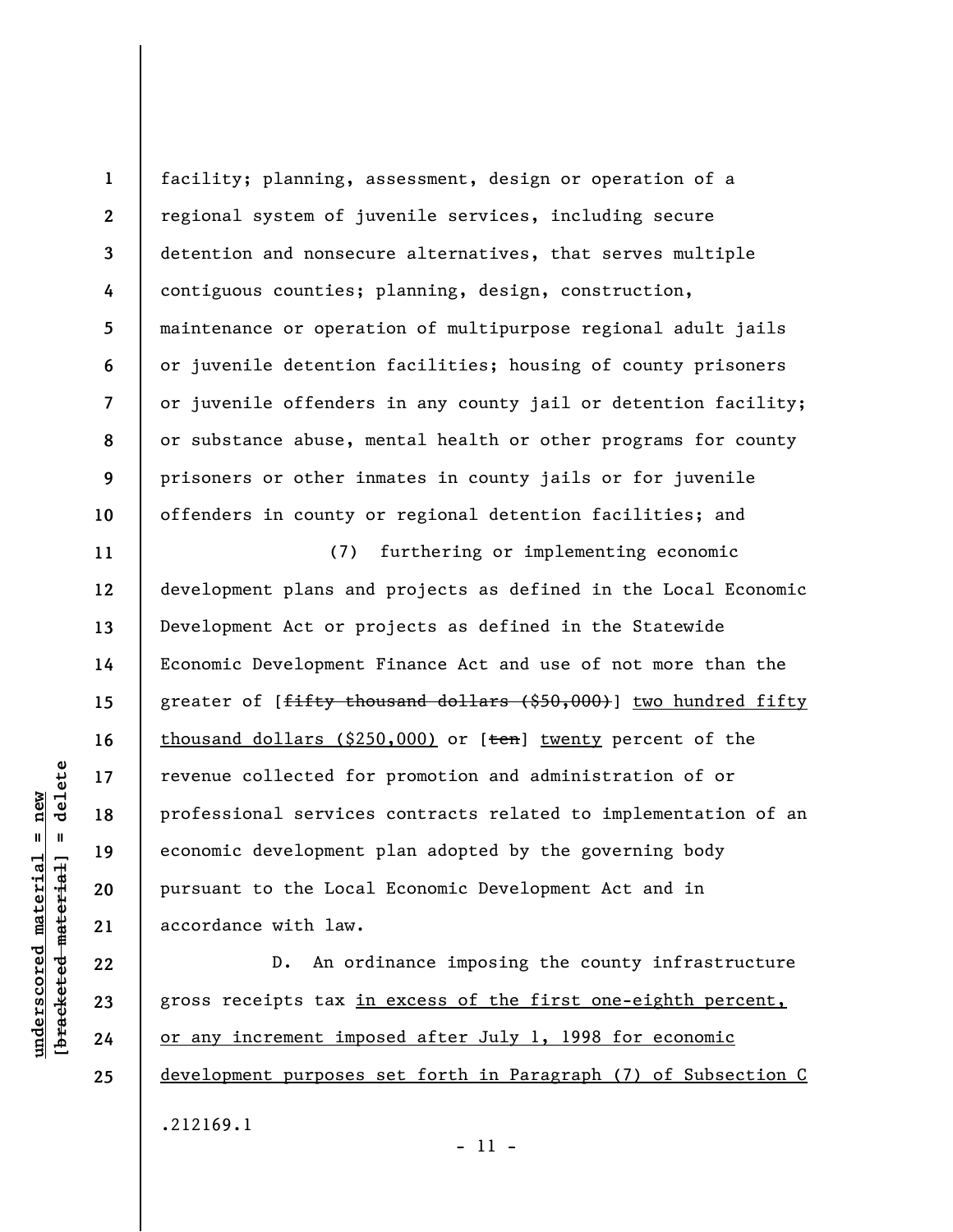facility; planning, assessment, design or operation of a regional system of juvenile services, including secure detention and nonsecure alternatives, that serves multiple contiguous counties; planning, design, construction, maintenance or operation of multipurpose regional adult jails or juvenile detention facilities; housing of county prisoners or juvenile offenders in any county jail or detention facility; or substance abuse, mental health or other programs for county prisoners or other inmates in county jails or for juvenile offenders in county or regional detention facilities; and

(7) furthering or implementing economic development plans and projects as defined in the Local Economic Development Act or projects as defined in the Statewide Economic Development Finance Act and use of not more than the greater of [~~fifty thousand dollars ($50,000)~~] <u>two hundred fifty thousand dollars ($250,000)</u> or [~~ten~~] <u>twenty</u> percent of the revenue collected for promotion and administration of or professional services contracts related to implementation of an economic development plan adopted by the governing body pursuant to the Local Economic Development Act and in accordance with law.

D. An ordinance imposing the county infrastructure gross receipts tax <u>in excess of the first one-eighth percent, or any increment imposed after July 1, 1998 for economic development purposes set forth in Paragraph (7) of Subsection C</u>

.212169.1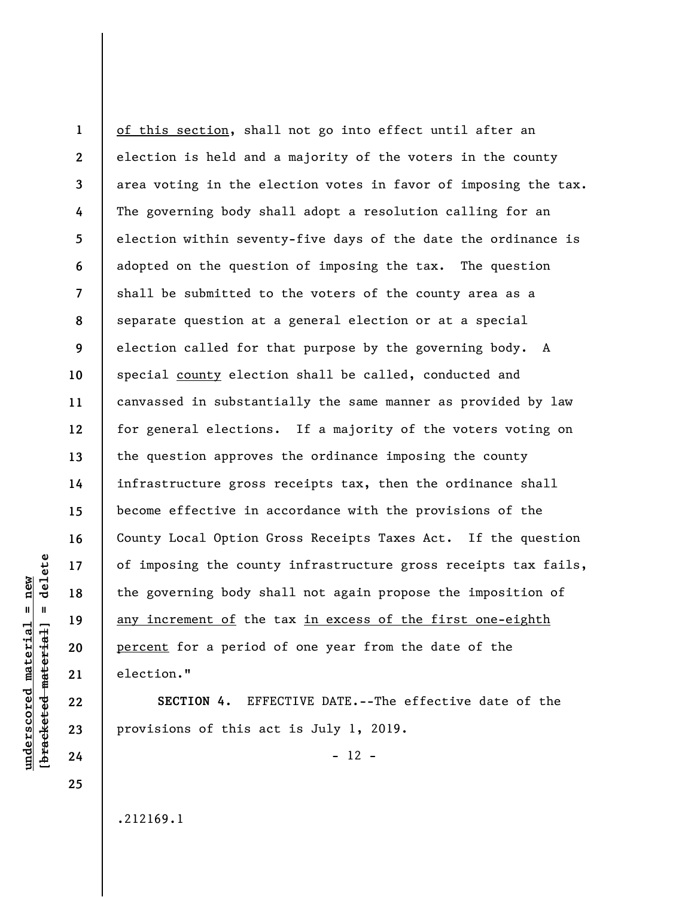<u>of this section</u>, shall not go into effect until after an election is held and a majority of the voters in the county area voting in the election votes in favor of imposing the tax. The governing body shall adopt a resolution calling for an election within seventy-five days of the date the ordinance is adopted on the question of imposing the tax. The question shall be submitted to the voters of the county area as a separate question at a general election or at a special election called for that purpose by the governing body. A special <u>county</u> election shall be called, conducted and canvassed in substantially the same manner as provided by law for general elections. If a majority of the voters voting on the question approves the ordinance imposing the county infrastructure gross receipts tax, then the ordinance shall become effective in accordance with the provisions of the County Local Option Gross Receipts Taxes Act. If the question of imposing the county infrastructure gross receipts tax fails, the governing body shall not again propose the imposition of <u>any increment of</u> the tax <u>in excess of the first one-eighth percent</u> for a period of one year from the date of the election."

**SECTION 4.** EFFECTIVE DATE.--The effective date of the provisions of this act is July 1, 2019.

.212169.1